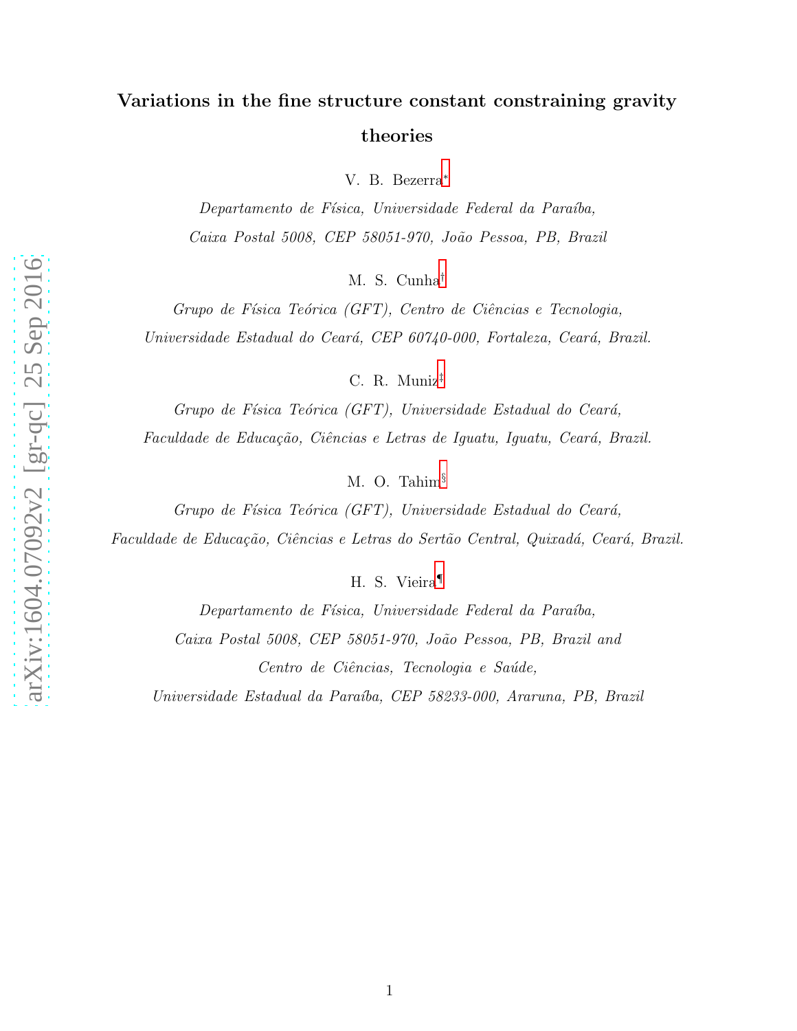# Variations in the fine structure constant constraining gravity theories

V. B. Bezerra[*]

*Departamento de Física, Universidade Federal da Paraíba, Caixa Postal 5008, CEP 58051-970, João Pessoa, PB, Brazil*

M. S. Cunha[†]

*Grupo de Física Teórica (GFT), Centro de Ciências e Tecnologia, Universidade Estadual do Ceará, CEP 60740-000, Fortaleza, Ceará, Brazil.*

C. R. Muniz[‡]

*Grupo de Física Teórica (GFT), Universidade Estadual do Ceará, Faculdade de Educação, Ciências e Letras de Iguatu, Iguatu, Ceará, Brazil.*

M. O. Tahim[§]

*Grupo de Física Teórica (GFT), Universidade Estadual do Ceará, Faculdade de Educação, Ciências e Letras do Sertão Central, Quixadá, Ceará, Brazil.*

H. S. Vieira[¶]

*Departamento de Física, Universidade Federal da Paraíba, Caixa Postal 5008, CEP 58051-970, João Pessoa, PB, Brazil and Centro de Ciências, Tecnologia e Saúde, Universidade Estadual da Paraíba, CEP 58233-000, Araruna, PB, Brazil*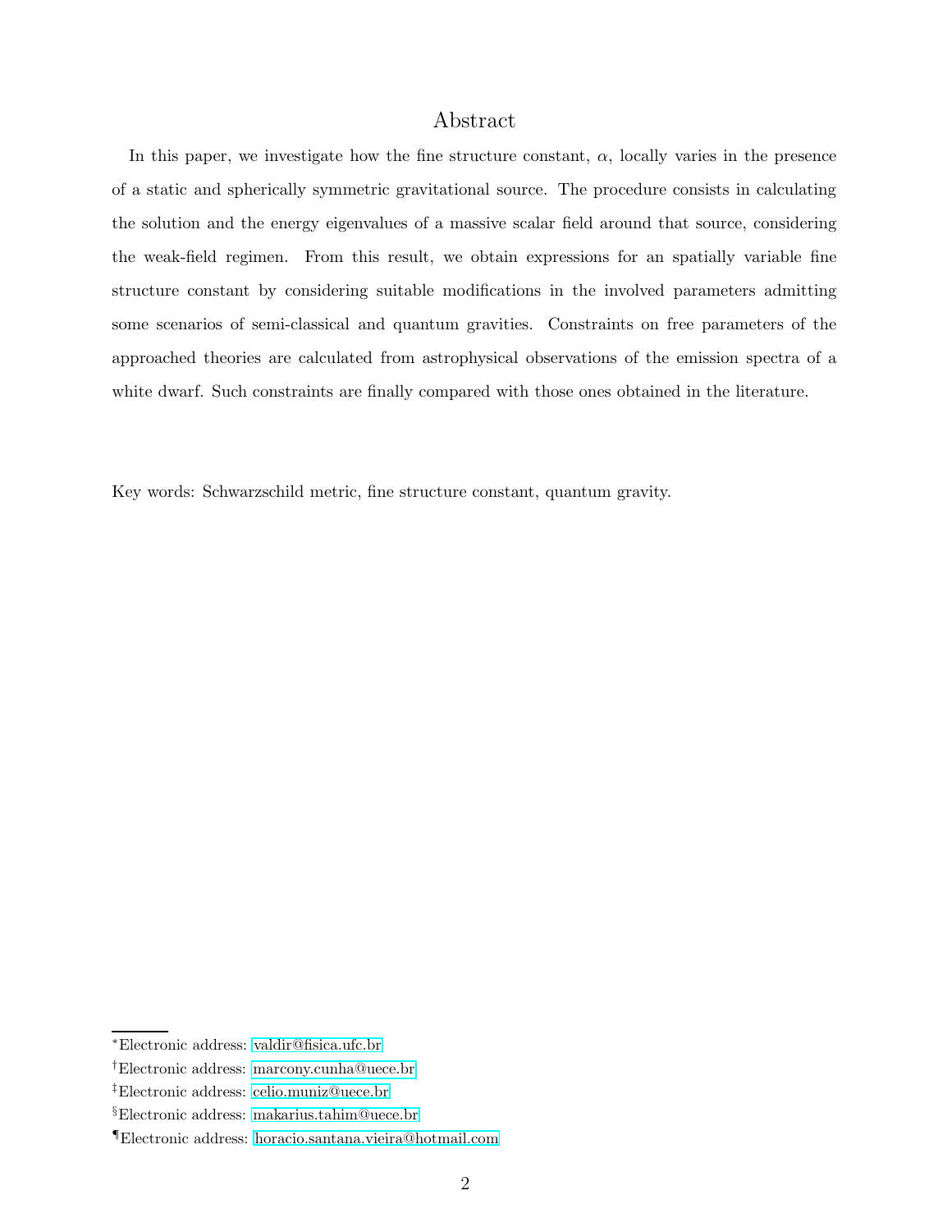# Abstract

In this paper, we investigate how the fine structure constant, $\alpha$, locally varies in the presence of a static and spherically symmetric gravitational source. The procedure consists in calculating the solution and the energy eigenvalues of a massive scalar field around that source, considering the weak-field regimen. From this result, we obtain expressions for an spatially variable fine structure constant by considering suitable modifications in the involved parameters admitting some scenarios of semi-classical and quantum gravities. Constraints on free parameters of the approached theories are calculated from astrophysical observations of the emission spectra of a white dwarf. Such constraints are finally compared with those ones obtained in the literature.

Key words: Schwarzschild metric, fine structure constant, quantum gravity.

---

[*]Electronic address: valdir@fisica.ufc.br

[†]Electronic address: marcony.cunha@uece.br

[‡]Electronic address: celio.muniz@uece.br

[§]Electronic address: makarius.tahim@uece.br

[¶]Electronic address: horacio.santana.vieira@hotmail.com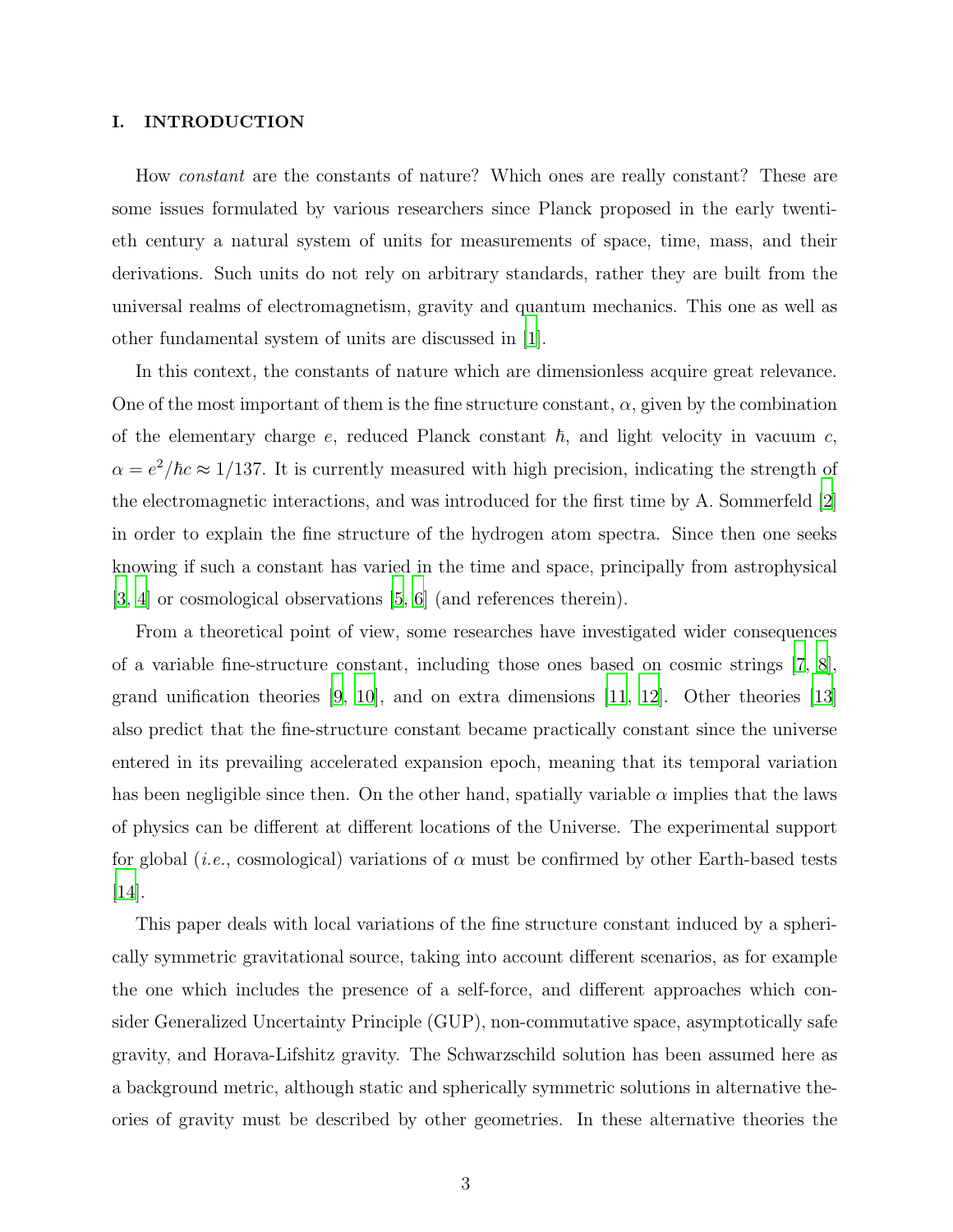## I. INTRODUCTION

How *constant* are the constants of nature? Which ones are really constant? These are some issues formulated by various researchers since Planck proposed in the early twentieth century a natural system of units for measurements of space, time, mass, and their derivations. Such units do not rely on arbitrary standards, rather they are built from the universal realms of electromagnetism, gravity and quantum mechanics. This one as well as other fundamental system of units are discussed in [1].

In this context, the constants of nature which are dimensionless acquire great relevance. One of the most important of them is the fine structure constant, $\alpha$, given by the combination of the elementary charge $e$, reduced Planck constant $\hbar$, and light velocity in vacuum $c$, $\alpha = e^2/\hbar c \approx 1/137$. It is currently measured with high precision, indicating the strength of the electromagnetic interactions, and was introduced for the first time by A. Sommerfeld [2] in order to explain the fine structure of the hydrogen atom spectra. Since then one seeks knowing if such a constant has varied in the time and space, principally from astrophysical [3, 4] or cosmological observations [5, 6] (and references therein).

From a theoretical point of view, some researches have investigated wider consequences of a variable fine-structure constant, including those ones based on cosmic strings [7, 8], grand unification theories [9, 10], and on extra dimensions [11, 12]. Other theories [13] also predict that the fine-structure constant became practically constant since the universe entered in its prevailing accelerated expansion epoch, meaning that its temporal variation has been negligible since then. On the other hand, spatially variable $\alpha$ implies that the laws of physics can be different at different locations of the Universe. The experimental support for global (*i.e.*, cosmological) variations of $\alpha$ must be confirmed by other Earth-based tests [14].

This paper deals with local variations of the fine structure constant induced by a spherically symmetric gravitational source, taking into account different scenarios, as for example the one which includes the presence of a self-force, and different approaches which consider Generalized Uncertainty Principle (GUP), non-commutative space, asymptotically safe gravity, and Horava-Lifshitz gravity. The Schwarzschild solution has been assumed here as a background metric, although static and spherically symmetric solutions in alternative theories of gravity must be described by other geometries. In these alternative theories the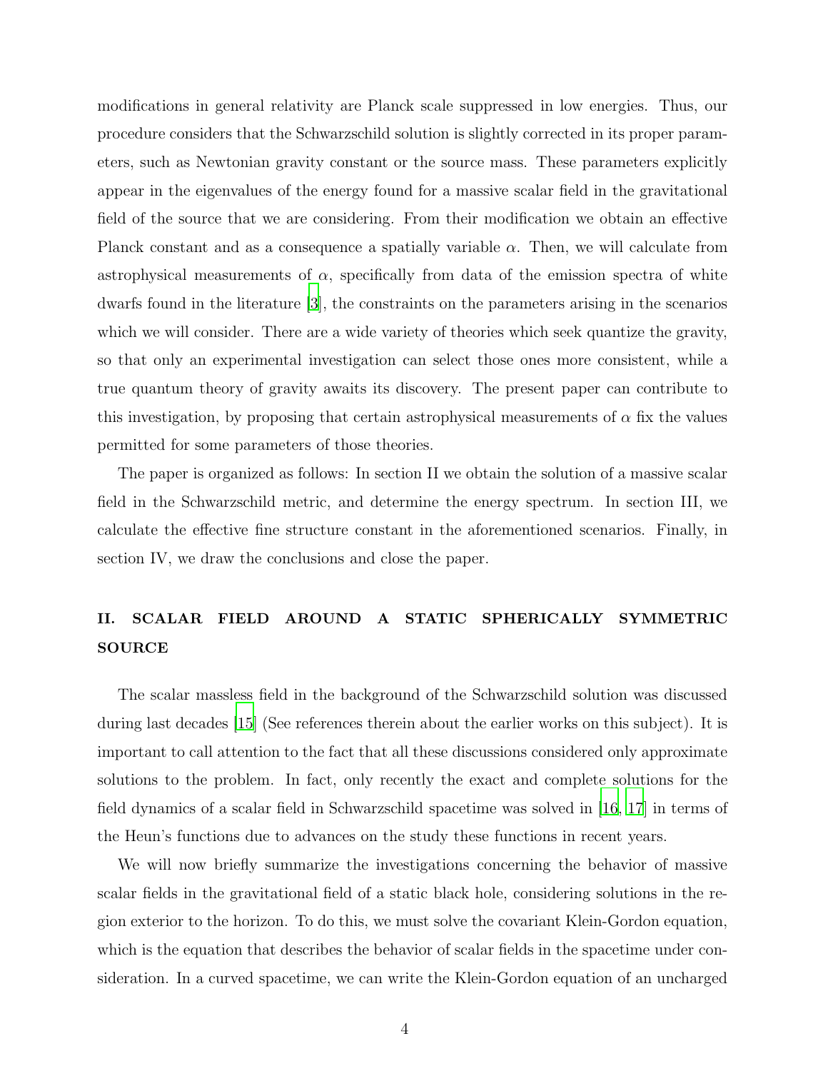modifications in general relativity are Planck scale suppressed in low energies. Thus, our procedure considers that the Schwarzschild solution is slightly corrected in its proper parameters, such as Newtonian gravity constant or the source mass. These parameters explicitly appear in the eigenvalues of the energy found for a massive scalar field in the gravitational field of the source that we are considering. From their modification we obtain an effective Planck constant and as a consequence a spatially variable $\alpha$. Then, we will calculate from astrophysical measurements of $\alpha$, specifically from data of the emission spectra of white dwarfs found in the literature [3], the constraints on the parameters arising in the scenarios which we will consider. There are a wide variety of theories which seek quantize the gravity, so that only an experimental investigation can select those ones more consistent, while a true quantum theory of gravity awaits its discovery. The present paper can contribute to this investigation, by proposing that certain astrophysical measurements of $\alpha$ fix the values permitted for some parameters of those theories.

The paper is organized as follows: In section II we obtain the solution of a massive scalar field in the Schwarzschild metric, and determine the energy spectrum. In section III, we calculate the effective fine structure constant in the aforementioned scenarios. Finally, in section IV, we draw the conclusions and close the paper.

## II. SCALAR FIELD AROUND A STATIC SPHERICALLY SYMMETRIC SOURCE

The scalar massless field in the background of the Schwarzschild solution was discussed during last decades [15] (See references therein about the earlier works on this subject). It is important to call attention to the fact that all these discussions considered only approximate solutions to the problem. In fact, only recently the exact and complete solutions for the field dynamics of a scalar field in Schwarzschild spacetime was solved in [16, 17] in terms of the Heun's functions due to advances on the study these functions in recent years.

We will now briefly summarize the investigations concerning the behavior of massive scalar fields in the gravitational field of a static black hole, considering solutions in the region exterior to the horizon. To do this, we must solve the covariant Klein-Gordon equation, which is the equation that describes the behavior of scalar fields in the spacetime under consideration. In a curved spacetime, we can write the Klein-Gordon equation of an uncharged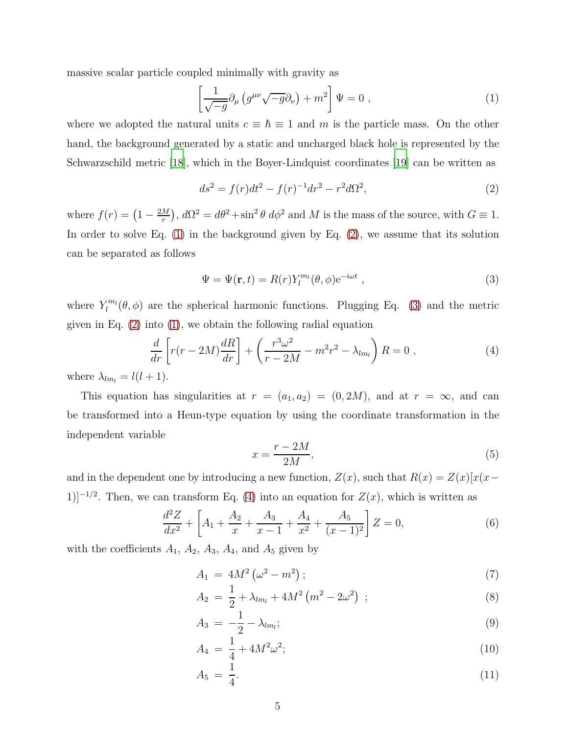massive scalar particle coupled minimally with gravity as

$$\left[\frac{1}{\sqrt{-g}}\partial_\mu\left(g^{\mu\nu}\sqrt{-g}\partial_\nu\right)+m^2\right]\Psi=0\ , \tag{1}$$

where we adopted the natural units $c\equiv\hbar\equiv 1$ and $m$ is the particle mass. On the other hand, the background generated by a static and uncharged black hole is represented by the Schwarzschild metric [18], which in the Boyer-Lindquist coordinates [19] can be written as

$$ds^2=f(r)dt^2-f(r)^{-1}dr^2-r^2d\Omega^2, \tag{2}$$

where $f(r)=\left(1-\frac{2M}{r}\right)$, $d\Omega^2=d\theta^2+\sin^2\theta\, d\phi^2$ and $M$ is the mass of the source, with $G\equiv 1$. In order to solve Eq. (1) in the background given by Eq. (2), we assume that its solution can be separated as follows

$$\Psi=\Psi(\mathbf{r},t)=R(r)Y_l^{m_l}(\theta,\phi)\mathrm{e}^{-i\omega t}\ , \tag{3}$$

where $Y_l^{m_l}(\theta,\phi)$ are the spherical harmonic functions. Plugging Eq. (3) and the metric given in Eq. (2) into (1), we obtain the following radial equation

$$\frac{d}{dr}\left[r(r-2M)\frac{dR}{dr}\right]+\left(\frac{r^3\omega^2}{r-2M}-m^2r^2-\lambda_{lm_l}\right)R=0\ , \tag{4}$$

where $\lambda_{lm_l}=l(l+1)$.

This equation has singularities at $r=(a_1,a_2)=(0,2M)$, and at $r=\infty$, and can be transformed into a Heun-type equation by using the coordinate transformation in the independent variable

$$x=\frac{r-2M}{2M}, \tag{5}$$

and in the dependent one by introducing a new function, $Z(x)$, such that $R(x)=Z(x)[x(x-1)]^{-1/2}$. Then, we can transform Eq. (4) into an equation for $Z(x)$, which is written as

$$\frac{d^2Z}{dx^2}+\left[A_1+\frac{A_2}{x}+\frac{A_3}{x-1}+\frac{A_4}{x^2}+\frac{A_5}{(x-1)^2}\right]Z=0, \tag{6}$$

with the coefficients $A_1$, $A_2$, $A_3$, $A_4$, and $A_5$ given by

$$A_1 = 4M^2\left(\omega^2-m^2\right); \tag{7}$$

$$A_2 = \frac{1}{2}+\lambda_{lm_l}+4M^2\left(m^2-2\omega^2\right)\ ; \tag{8}$$

$$A_3 = -\frac{1}{2}-\lambda_{lm_l}; \tag{9}$$

$$A_4 = \frac{1}{4}+4M^2\omega^2; \tag{10}$$

$$A_5 = \frac{1}{4}. \tag{11}$$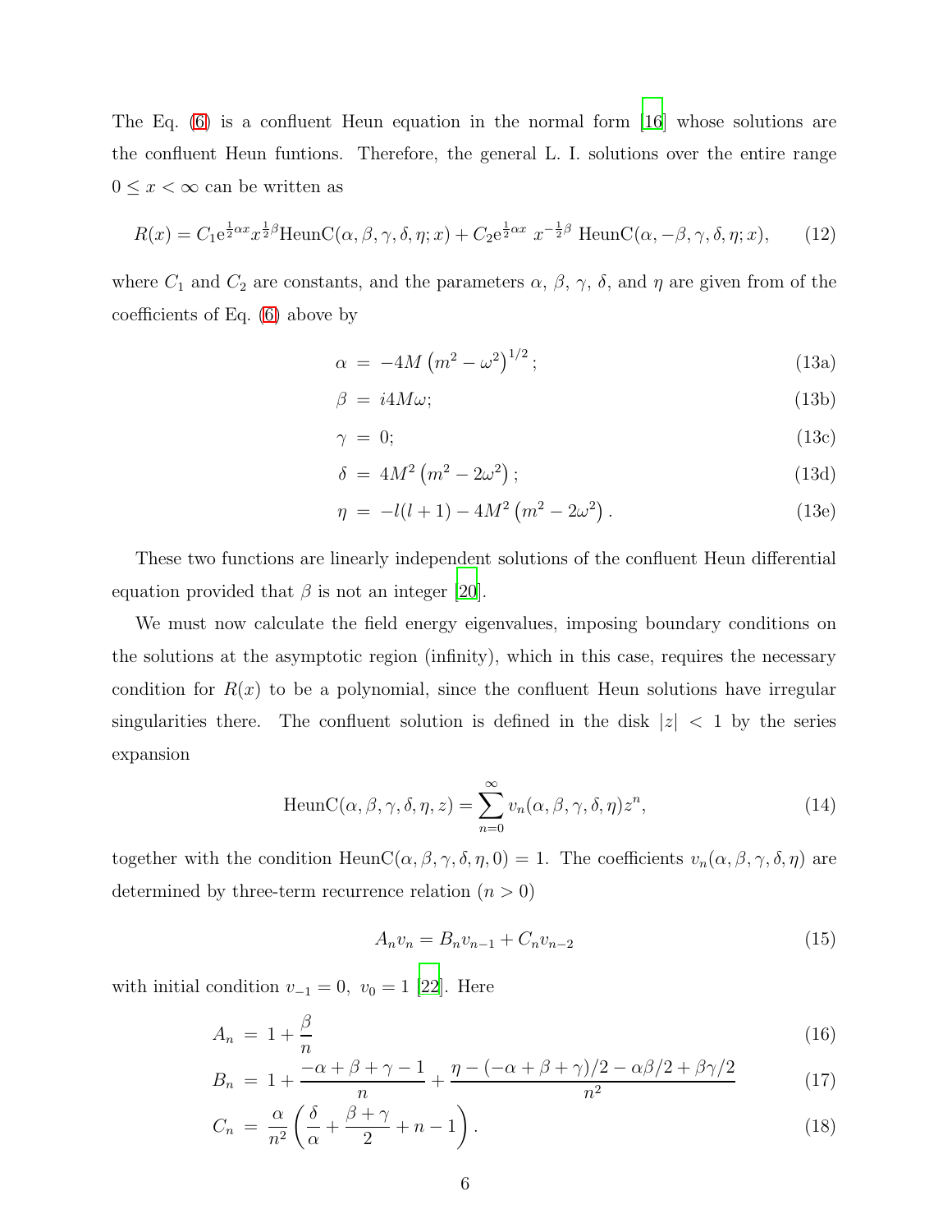The Eq. (6) is a confluent Heun equation in the normal form [16] whose solutions are the confluent Heun funtions. Therefore, the general L. I. solutions over the entire range $0 \leq x < \infty$ can be written as

$$R(x) = C_1 \mathrm{e}^{\frac{1}{2}\alpha x} x^{\frac{1}{2}\beta} \mathrm{HeunC}(\alpha, \beta, \gamma, \delta, \eta; x) + C_2 \mathrm{e}^{\frac{1}{2}\alpha x}\ x^{-\frac{1}{2}\beta}\ \mathrm{HeunC}(\alpha, -\beta, \gamma, \delta, \eta; x), \tag{12}$$

where $C_1$ and $C_2$ are constants, and the parameters $\alpha$, $\beta$, $\gamma$, $\delta$, and $\eta$ are given from of the coefficients of Eq. (6) above by

$$\alpha = -4M \left(m^2 - \omega^2\right)^{1/2}; \tag{13a}$$

$$\beta = i4M\omega; \tag{13b}$$

$$\gamma = 0; \tag{13c}$$

$$\delta = 4M^2 \left(m^2 - 2\omega^2\right); \tag{13d}$$

$$\eta = -l(l+1) - 4M^2 \left(m^2 - 2\omega^2\right). \tag{13e}$$

These two functions are linearly independent solutions of the confluent Heun differential equation provided that $\beta$ is not an integer [20].

We must now calculate the field energy eigenvalues, imposing boundary conditions on the solutions at the asymptotic region (infinity), which in this case, requires the necessary condition for $R(x)$ to be a polynomial, since the confluent Heun solutions have irregular singularities there. The confluent solution is defined in the disk $|z| < 1$ by the series expansion

$$\mathrm{HeunC}(\alpha, \beta, \gamma, \delta, \eta, z) = \sum_{n=0}^{\infty} v_n(\alpha, \beta, \gamma, \delta, \eta) z^n, \tag{14}$$

together with the condition $\mathrm{HeunC}(\alpha, \beta, \gamma, \delta, \eta, 0) = 1$. The coefficients $v_n(\alpha, \beta, \gamma, \delta, \eta)$ are determined by three-term recurrence relation ($n > 0$)

$$A_n v_n = B_n v_{n-1} + C_n v_{n-2} \tag{15}$$

with initial condition $v_{-1} = 0,\ v_0 = 1$ [22]. Here

$$A_n = 1 + \frac{\beta}{n} \tag{16}$$

$$B_n = 1 + \frac{-\alpha + \beta + \gamma - 1}{n} + \frac{\eta - (-\alpha + \beta + \gamma)/2 - \alpha\beta/2 + \beta\gamma/2}{n^2} \tag{17}$$

$$C_n = \frac{\alpha}{n^2} \left( \frac{\delta}{\alpha} + \frac{\beta + \gamma}{2} + n - 1 \right). \tag{18}$$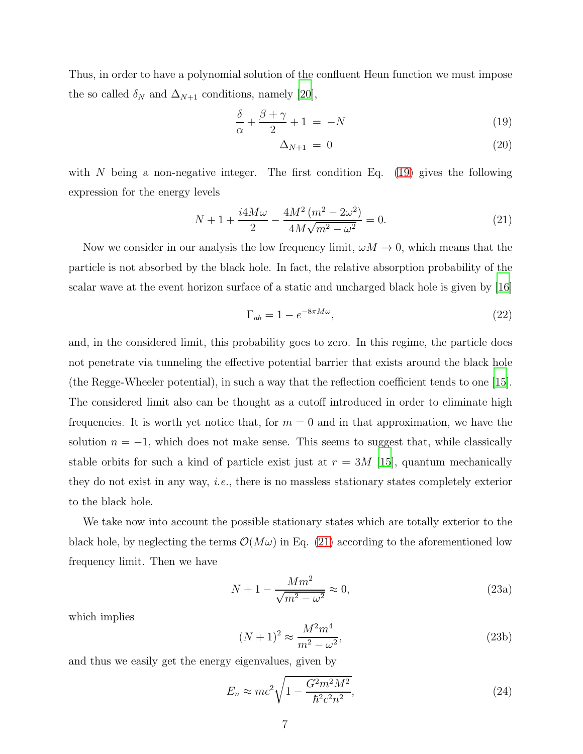Thus, in order to have a polynomial solution of the confluent Heun function we must impose the so called $\delta_N$ and $\Delta_{N+1}$ conditions, namely [20],

$$\frac{\delta}{\alpha} + \frac{\beta + \gamma}{2} + 1 \;=\; -N \tag{19}$$

$$\Delta_{N+1} \;=\; 0 \tag{20}$$

with $N$ being a non-negative integer. The first condition Eq. (19) gives the following expression for the energy levels

$$N + 1 + \frac{i4M\omega}{2} - \frac{4M^2\left(m^2 - 2\omega^2\right)}{4M\sqrt{m^2 - \omega^2}} = 0. \tag{21}$$

Now we consider in our analysis the low frequency limit, $\omega M \to 0$, which means that the particle is not absorbed by the black hole. In fact, the relative absorption probability of the scalar wave at the event horizon surface of a static and uncharged black hole is given by [16]

$$\Gamma_{ab} = 1 - e^{-8\pi M\omega}, \tag{22}$$

and, in the considered limit, this probability goes to zero. In this regime, the particle does not penetrate via tunneling the effective potential barrier that exists around the black hole (the Regge-Wheeler potential), in such a way that the reflection coefficient tends to one [15]. The considered limit also can be thought as a cutoff introduced in order to eliminate high frequencies. It is worth yet notice that, for $m = 0$ and in that approximation, we have the solution $n = -1$, which does not make sense. This seems to suggest that, while classically stable orbits for such a kind of particle exist just at $r = 3M$ [15], quantum mechanically they do not exist in any way, *i.e.*, there is no massless stationary states completely exterior to the black hole.

We take now into account the possible stationary states which are totally exterior to the black hole, by neglecting the terms $\mathcal{O}(M\omega)$ in Eq. (21) according to the aforementioned low frequency limit. Then we have

$$N + 1 - \frac{Mm^2}{\sqrt{m^2 - \omega^2}} \approx 0, \tag{23a}$$

which implies

$$(N+1)^2 \approx \frac{M^2 m^4}{m^2 - \omega^2}, \tag{23b}$$

and thus we easily get the energy eigenvalues, given by

$$E_n \approx mc^2\sqrt{1 - \frac{G^2 m^2 M^2}{\hbar^2 c^2 n^2}}, \tag{24}$$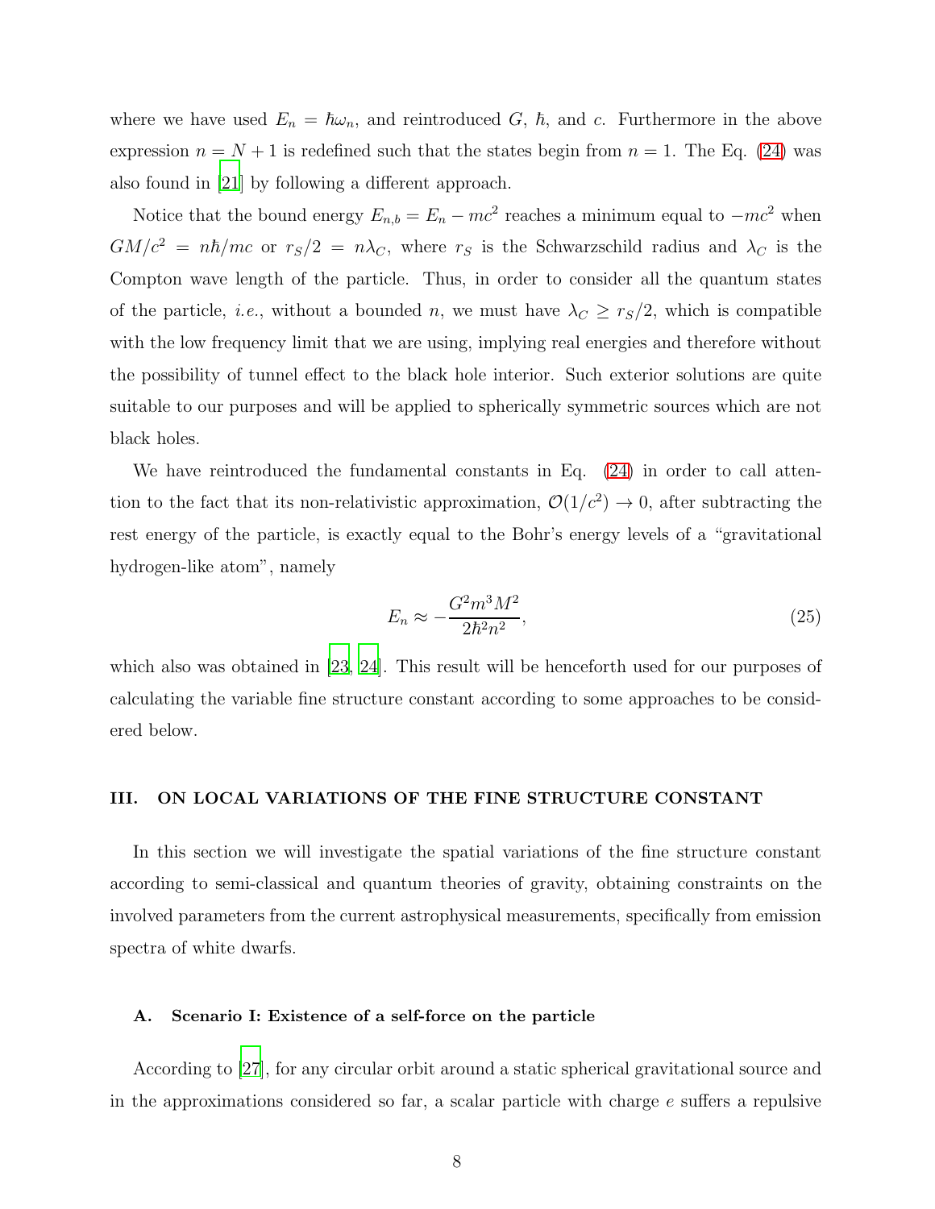where we have used $E_n = \hbar\omega_n$, and reintroduced $G$, $\hbar$, and $c$. Furthermore in the above expression $n = N + 1$ is redefined such that the states begin from $n = 1$. The Eq. (24) was also found in [21] by following a different approach.

Notice that the bound energy $E_{n,b} = E_n - mc^2$ reaches a minimum equal to $-mc^2$ when $GM/c^2 = n\hbar/mc$ or $r_S/2 = n\lambda_C$, where $r_S$ is the Schwarzschild radius and $\lambda_C$ is the Compton wave length of the particle. Thus, in order to consider all the quantum states of the particle, *i.e.*, without a bounded $n$, we must have $\lambda_C \geq r_S/2$, which is compatible with the low frequency limit that we are using, implying real energies and therefore without the possibility of tunnel effect to the black hole interior. Such exterior solutions are quite suitable to our purposes and will be applied to spherically symmetric sources which are not black holes.

We have reintroduced the fundamental constants in Eq. (24) in order to call attention to the fact that its non-relativistic approximation, $\mathcal{O}(1/c^2) \to 0$, after subtracting the rest energy of the particle, is exactly equal to the Bohr's energy levels of a "gravitational hydrogen-like atom", namely

$$E_n \approx -\frac{G^2 m^3 M^2}{2\hbar^2 n^2}, \tag{25}$$

which also was obtained in [23, 24]. This result will be henceforth used for our purposes of calculating the variable fine structure constant according to some approaches to be considered below.

## III. ON LOCAL VARIATIONS OF THE FINE STRUCTURE CONSTANT

In this section we will investigate the spatial variations of the fine structure constant according to semi-classical and quantum theories of gravity, obtaining constraints on the involved parameters from the current astrophysical measurements, specifically from emission spectra of white dwarfs.

### A. Scenario I: Existence of a self-force on the particle

According to [27], for any circular orbit around a static spherical gravitational source and in the approximations considered so far, a scalar particle with charge $e$ suffers a repulsive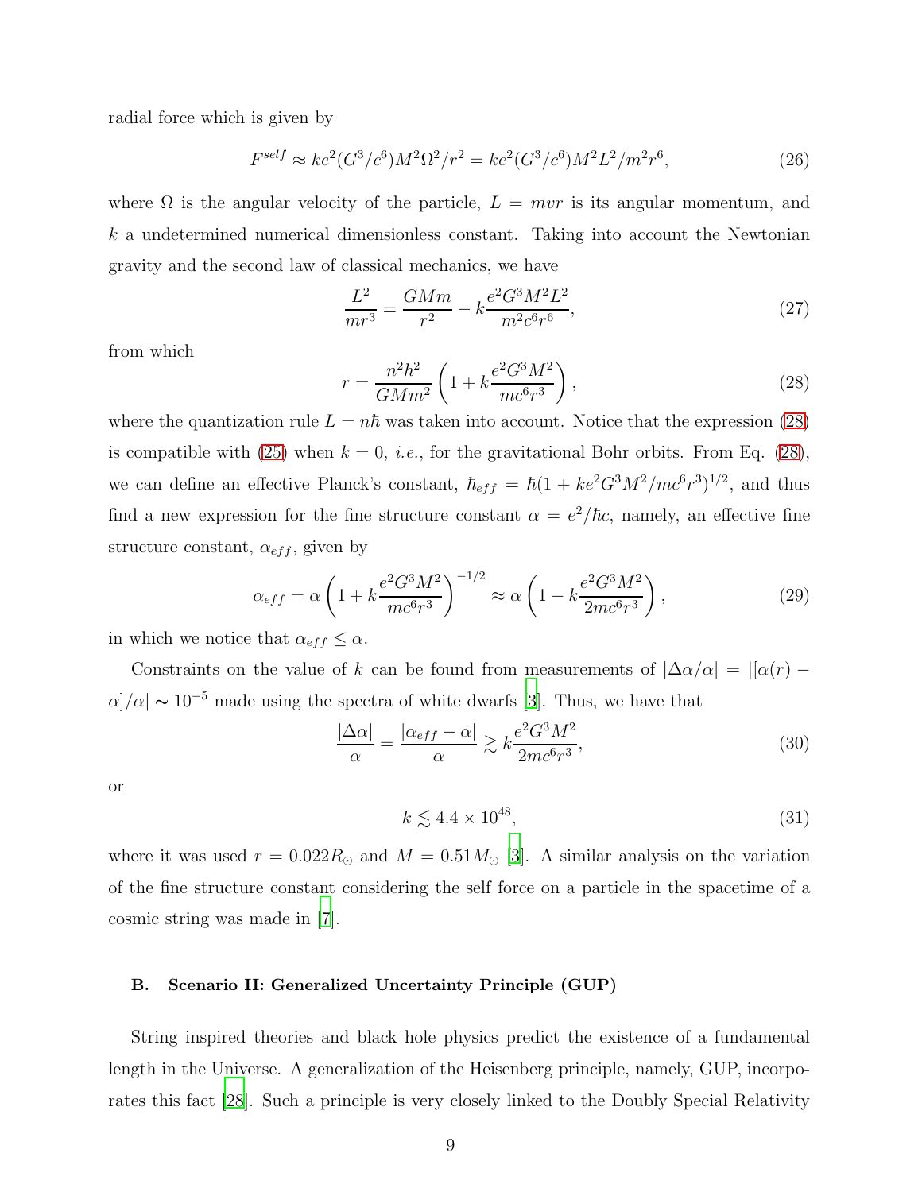radial force which is given by

$$F^{self} \approx ke^2(G^3/c^6)M^2\Omega^2/r^2 = ke^2(G^3/c^6)M^2L^2/m^2r^6, \tag{26}$$

where $\Omega$ is the angular velocity of the particle, $L = mvr$ is its angular momentum, and $k$ a undetermined numerical dimensionless constant. Taking into account the Newtonian gravity and the second law of classical mechanics, we have

$$\frac{L^2}{mr^3} = \frac{GMm}{r^2} - k\frac{e^2G^3M^2L^2}{m^2c^6r^6}, \tag{27}$$

from which

$$r = \frac{n^2\hbar^2}{GMm^2}\left(1 + k\frac{e^2G^3M^2}{mc^6r^3}\right), \tag{28}$$

where the quantization rule $L = n\hbar$ was taken into account. Notice that the expression (28) is compatible with (25) when $k = 0$, *i.e.*, for the gravitational Bohr orbits. From Eq. (28), we can define an effective Planck's constant, $\hbar_{eff} = \hbar(1 + ke^2G^3M^2/mc^6r^3)^{1/2}$, and thus find a new expression for the fine structure constant $\alpha = e^2/\hbar c$, namely, an effective fine structure constant, $\alpha_{eff}$, given by

$$\alpha_{eff} = \alpha\left(1 + k\frac{e^2G^3M^2}{mc^6r^3}\right)^{-1/2} \approx \alpha\left(1 - k\frac{e^2G^3M^2}{2mc^6r^3}\right), \tag{29}$$

in which we notice that $\alpha_{eff} \leq \alpha$.

Constraints on the value of $k$ can be found from measurements of $|\Delta\alpha/\alpha| = |[\alpha(r) - \alpha]/\alpha| \sim 10^{-5}$ made using the spectra of white dwarfs [3]. Thus, we have that

$$\frac{|\Delta\alpha|}{\alpha} = \frac{|\alpha_{eff} - \alpha|}{\alpha} \gtrsim k\frac{e^2G^3M^2}{2mc^6r^3}, \tag{30}$$

or

$$k \lesssim 4.4 \times 10^{48}, \tag{31}$$

where it was used $r = 0.022R_\odot$ and $M = 0.51M_\odot$ [3]. A similar analysis on the variation of the fine structure constant considering the self force on a particle in the spacetime of a cosmic string was made in [7].

### B. Scenario II: Generalized Uncertainty Principle (GUP)

String inspired theories and black hole physics predict the existence of a fundamental length in the Universe. A generalization of the Heisenberg principle, namely, GUP, incorporates this fact [28]. Such a principle is very closely linked to the Doubly Special Relativity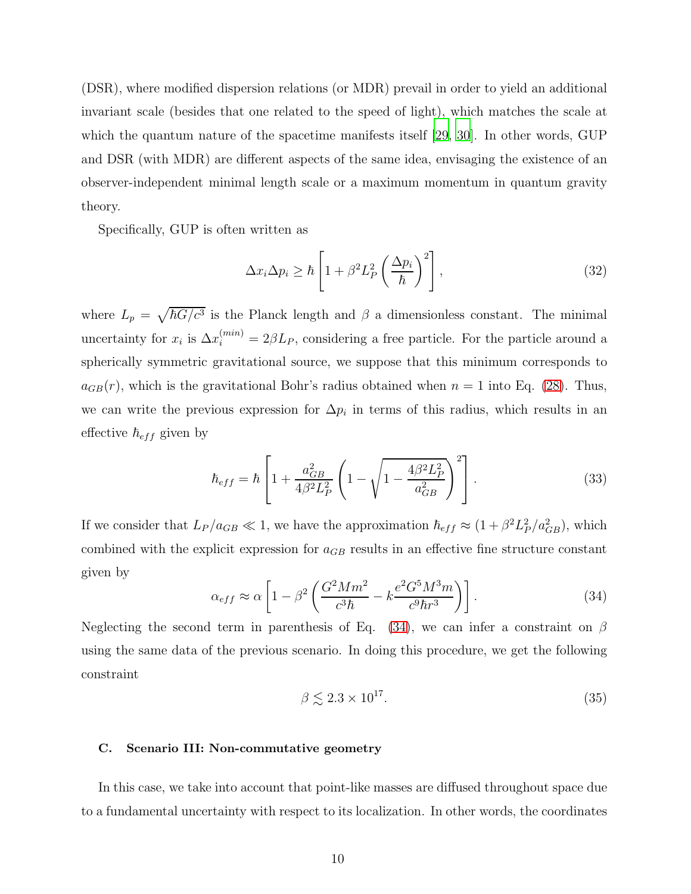(DSR), where modified dispersion relations (or MDR) prevail in order to yield an additional invariant scale (besides that one related to the speed of light), which matches the scale at which the quantum nature of the spacetime manifests itself [29, 30]. In other words, GUP and DSR (with MDR) are different aspects of the same idea, envisaging the existence of an observer-independent minimal length scale or a maximum momentum in quantum gravity theory.

Specifically, GUP is often written as

$$\Delta x_i \Delta p_i \geq \hbar \left[ 1 + \beta^2 L_P^2 \left( \frac{\Delta p_i}{\hbar} \right)^2 \right], \tag{32}$$

where $L_p = \sqrt{\hbar G/c^3}$ is the Planck length and $\beta$ a dimensionless constant. The minimal uncertainty for $x_i$ is $\Delta x_i^{(min)} = 2\beta L_P$, considering a free particle. For the particle around a spherically symmetric gravitational source, we suppose that this minimum corresponds to $a_{GB}(r)$, which is the gravitational Bohr's radius obtained when $n = 1$ into Eq. (28). Thus, we can write the previous expression for $\Delta p_i$ in terms of this radius, which results in an effective $\hbar_{eff}$ given by

$$\hbar_{eff} = \hbar \left[ 1 + \frac{a_{GB}^2}{4\beta^2 L_P^2} \left( 1 - \sqrt{1 - \frac{4\beta^2 L_P^2}{a_{GB}^2}} \right)^2 \right]. \tag{33}$$

If we consider that $L_P / a_{GB} \ll 1$, we have the approximation $\hbar_{eff} \approx (1 + \beta^2 L_P^2 / a_{GB}^2)$, which combined with the explicit expression for $a_{GB}$ results in an effective fine structure constant given by

$$\alpha_{eff} \approx \alpha \left[ 1 - \beta^2 \left( \frac{G^2 M m^2}{c^3 \hbar} - k \frac{e^2 G^5 M^3 m}{c^9 \hbar r^3} \right) \right]. \tag{34}$$

Neglecting the second term in parenthesis of Eq. (34), we can infer a constraint on $\beta$ using the same data of the previous scenario. In doing this procedure, we get the following constraint

$$\beta \lesssim 2.3 \times 10^{17}. \tag{35}$$

### C. Scenario III: Non-commutative geometry

In this case, we take into account that point-like masses are diffused throughout space due to a fundamental uncertainty with respect to its localization. In other words, the coordinates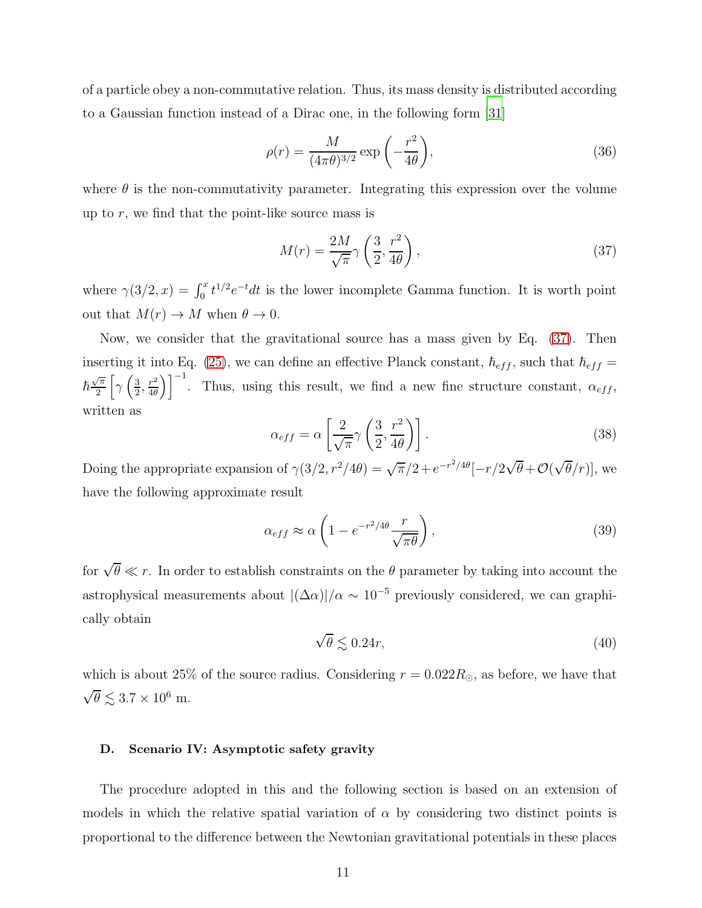of a particle obey a non-commutative relation. Thus, its mass density is distributed according to a Gaussian function instead of a Dirac one, in the following form [31]

$$\rho(r) = \frac{M}{(4\pi\theta)^{3/2}} \exp\left(-\frac{r^2}{4\theta}\right), \tag{36}$$

where $\theta$ is the non-commutativity parameter. Integrating this expression over the volume up to $r$, we find that the point-like source mass is

$$M(r) = \frac{2M}{\sqrt{\pi}} \gamma\left(\frac{3}{2}, \frac{r^2}{4\theta}\right), \tag{37}$$

where $\gamma(3/2, x) = \int_0^x t^{1/2} e^{-t} dt$ is the lower incomplete Gamma function. It is worth point out that $M(r) \to M$ when $\theta \to 0$.

Now, we consider that the gravitational source has a mass given by Eq. (37). Then inserting it into Eq. (25), we can define an effective Planck constant, $\hbar_{eff}$, such that $\hbar_{eff} = \hbar \frac{\sqrt{\pi}}{2} \left[\gamma\left(\frac{3}{2}, \frac{r^2}{4\theta}\right)\right]^{-1}$. Thus, using this result, we find a new fine structure constant, $\alpha_{eff}$, written as

$$\alpha_{eff} = \alpha \left[\frac{2}{\sqrt{\pi}} \gamma\left(\frac{3}{2}, \frac{r^2}{4\theta}\right)\right]. \tag{38}$$

Doing the appropriate expansion of $\gamma(3/2, r^2/4\theta) = \sqrt{\pi}/2 + e^{-r^2/4\theta}[-r/2\sqrt{\theta} + \mathcal{O}(\sqrt{\theta}/r)]$, we have the following approximate result

$$\alpha_{eff} \approx \alpha \left(1 - e^{-r^2/4\theta} \frac{r}{\sqrt{\pi\theta}}\right), \tag{39}$$

for $\sqrt{\theta} \ll r$. In order to establish constraints on the $\theta$ parameter by taking into account the astrophysical measurements about $|(\Delta\alpha)|/\alpha \sim 10^{-5}$ previously considered, we can graphically obtain

$$\sqrt{\theta} \lesssim 0.24r, \tag{40}$$

which is about 25% of the source radius. Considering $r = 0.022R_{\odot}$, as before, we have that $\sqrt{\theta} \lesssim 3.7 \times 10^6$ m.

### D. Scenario IV: Asymptotic safety gravity

The procedure adopted in this and the following section is based on an extension of models in which the relative spatial variation of $\alpha$ by considering two distinct points is proportional to the difference between the Newtonian gravitational potentials in these places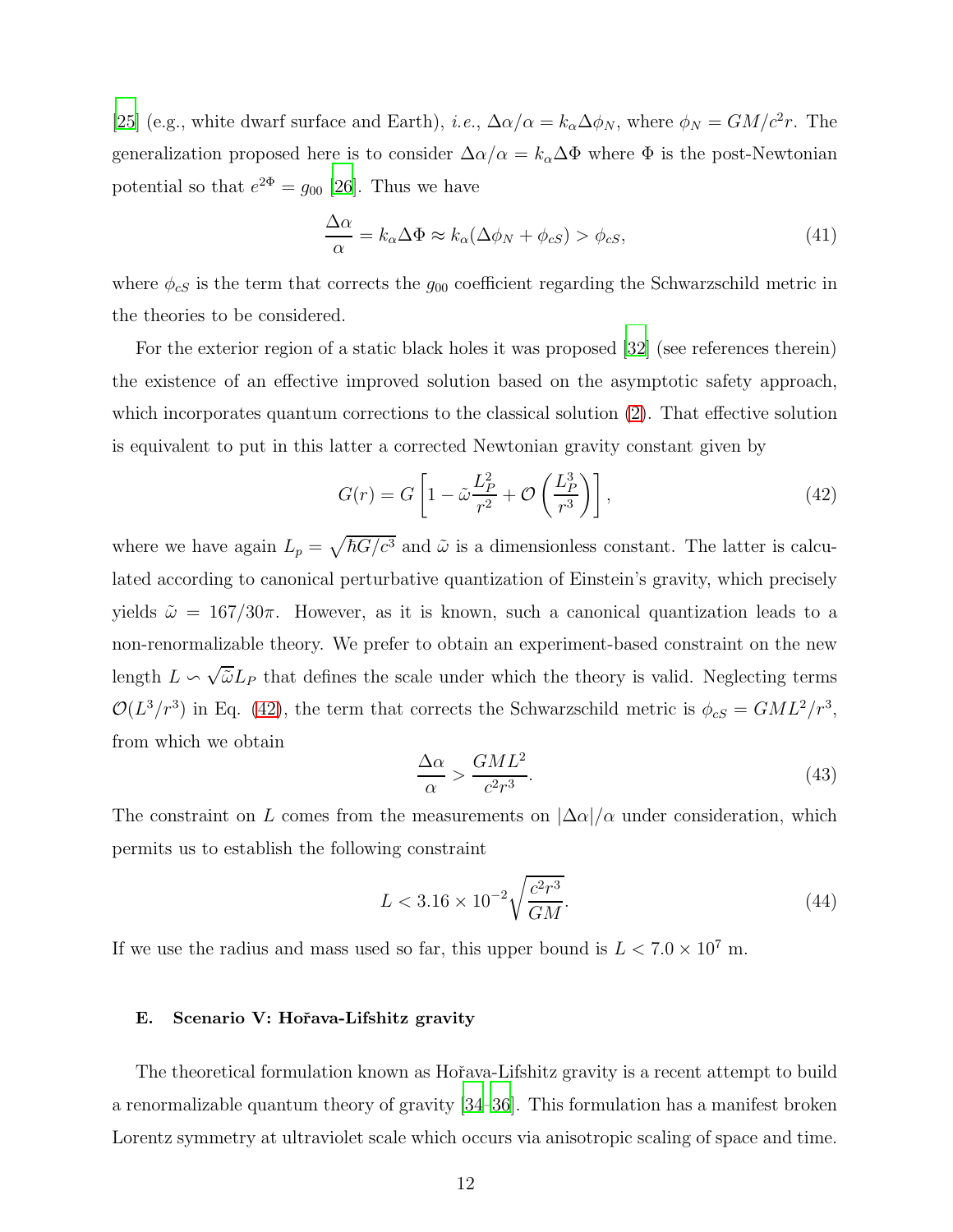[25] (e.g., white dwarf surface and Earth), *i.e.*, $\Delta\alpha/\alpha = k_\alpha \Delta\phi_N$, where $\phi_N = GM/c^2r$. The generalization proposed here is to consider $\Delta\alpha/\alpha = k_\alpha \Delta\Phi$ where $\Phi$ is the post-Newtonian potential so that $e^{2\Phi} = g_{00}$ [26]. Thus we have

$$\frac{\Delta\alpha}{\alpha} = k_\alpha \Delta\Phi \approx k_\alpha(\Delta\phi_N + \phi_{cS}) > \phi_{cS}, \tag{41}$$

where $\phi_{cS}$ is the term that corrects the $g_{00}$ coefficient regarding the Schwarzschild metric in the theories to be considered.

For the exterior region of a static black holes it was proposed [32] (see references therein) the existence of an effective improved solution based on the asymptotic safety approach, which incorporates quantum corrections to the classical solution (2). That effective solution is equivalent to put in this latter a corrected Newtonian gravity constant given by

$$G(r) = G\left[1 - \tilde{\omega}\frac{L_P^2}{r^2} + \mathcal{O}\left(\frac{L_P^3}{r^3}\right)\right], \tag{42}$$

where we have again $L_p = \sqrt{\hbar G/c^3}$ and $\tilde{\omega}$ is a dimensionless constant. The latter is calculated according to canonical perturbative quantization of Einstein's gravity, which precisely yields $\tilde{\omega} = 167/30\pi$. However, as it is known, such a canonical quantization leads to a non-renormalizable theory. We prefer to obtain an experiment-based constraint on the new length $L \backsim \sqrt{\tilde{\omega}}L_P$ that defines the scale under which the theory is valid. Neglecting terms $\mathcal{O}(L^3/r^3)$ in Eq. (42), the term that corrects the Schwarzschild metric is $\phi_{cS} = GML^2/r^3$, from which we obtain

$$\frac{\Delta\alpha}{\alpha} > \frac{GML^2}{c^2r^3}. \tag{43}$$

The constraint on $L$ comes from the measurements on $|\Delta\alpha|/\alpha$ under consideration, which permits us to establish the following constraint

$$L < 3.16 \times 10^{-2}\sqrt{\frac{c^2r^3}{GM}}. \tag{44}$$

If we use the radius and mass used so far, this upper bound is $L < 7.0 \times 10^7$ m.

### E. Scenario V: Hořava-Lifshitz gravity

The theoretical formulation known as Hořava-Lifshitz gravity is a recent attempt to build a renormalizable quantum theory of gravity [34–36]. This formulation has a manifest broken Lorentz symmetry at ultraviolet scale which occurs via anisotropic scaling of space and time.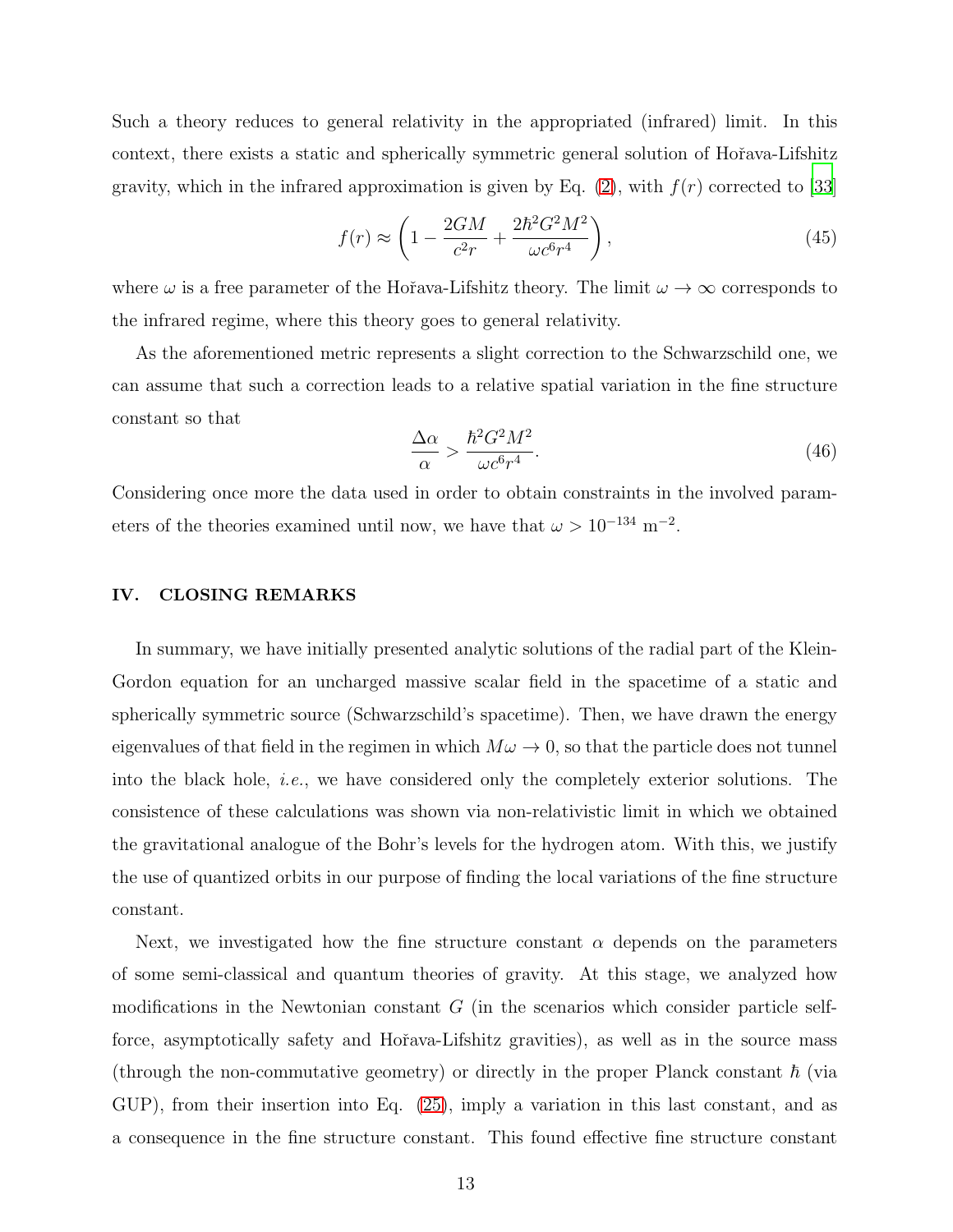Such a theory reduces to general relativity in the appropriated (infrared) limit. In this context, there exists a static and spherically symmetric general solution of Hořava-Lifshitz gravity, which in the infrared approximation is given by Eq. (2), with $f(r)$ corrected to [33]

$$f(r) \approx \left(1 - \frac{2GM}{c^2 r} + \frac{2\hbar^2 G^2 M^2}{\omega c^6 r^4}\right), \tag{45}$$

where $\omega$ is a free parameter of the Hořava-Lifshitz theory. The limit $\omega \to \infty$ corresponds to the infrared regime, where this theory goes to general relativity.

As the aforementioned metric represents a slight correction to the Schwarzschild one, we can assume that such a correction leads to a relative spatial variation in the fine structure constant so that

$$\frac{\Delta\alpha}{\alpha} > \frac{\hbar^2 G^2 M^2}{\omega c^6 r^4}. \tag{46}$$

Considering once more the data used in order to obtain constraints in the involved parameters of the theories examined until now, we have that $\omega > 10^{-134}$ m$^{-2}$.

## IV. CLOSING REMARKS

In summary, we have initially presented analytic solutions of the radial part of the Klein-Gordon equation for an uncharged massive scalar field in the spacetime of a static and spherically symmetric source (Schwarzschild's spacetime). Then, we have drawn the energy eigenvalues of that field in the regimen in which $M\omega \to 0$, so that the particle does not tunnel into the black hole, *i.e.*, we have considered only the completely exterior solutions. The consistence of these calculations was shown via non-relativistic limit in which we obtained the gravitational analogue of the Bohr's levels for the hydrogen atom. With this, we justify the use of quantized orbits in our purpose of finding the local variations of the fine structure constant.

Next, we investigated how the fine structure constant $\alpha$ depends on the parameters of some semi-classical and quantum theories of gravity. At this stage, we analyzed how modifications in the Newtonian constant $G$ (in the scenarios which consider particle self-force, asymptotically safety and Hořava-Lifshitz gravities), as well as in the source mass (through the non-commutative geometry) or directly in the proper Planck constant $\hbar$ (via GUP), from their insertion into Eq. (25), imply a variation in this last constant, and as a consequence in the fine structure constant. This found effective fine structure constant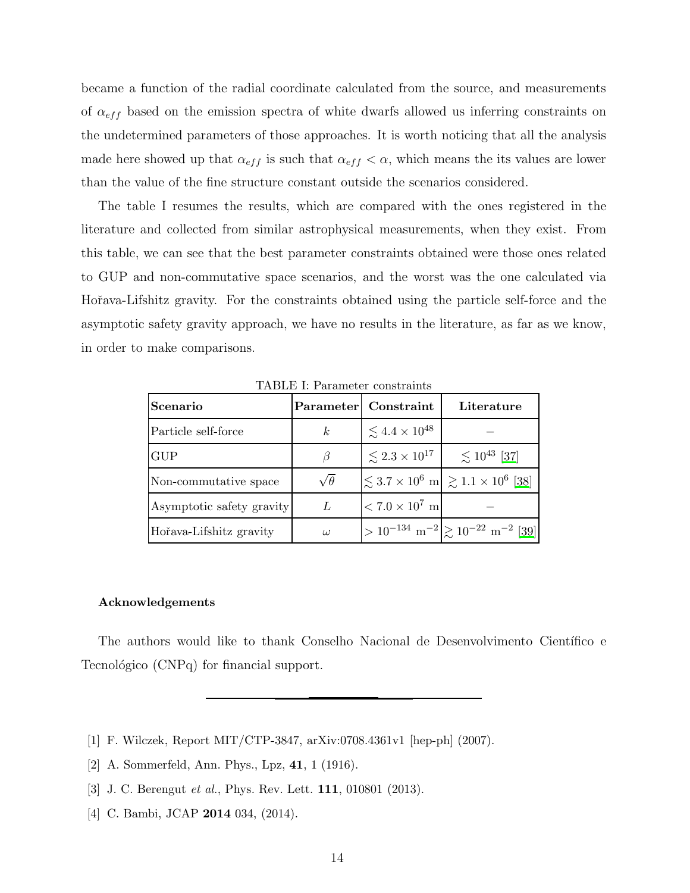became a function of the radial coordinate calculated from the source, and measurements of $\alpha_{eff}$ based on the emission spectra of white dwarfs allowed us inferring constraints on the undetermined parameters of those approaches. It is worth noticing that all the analysis made here showed up that $\alpha_{eff}$ is such that $\alpha_{eff} < \alpha$, which means the its values are lower than the value of the fine structure constant outside the scenarios considered.

The table I resumes the results, which are compared with the ones registered in the literature and collected from similar astrophysical measurements, when they exist. From this table, we can see that the best parameter constraints obtained were those ones related to GUP and non-commutative space scenarios, and the worst was the one calculated via Hořava-Lifshitz gravity. For the constraints obtained using the particle self-force and the asymptotic safety gravity approach, we have no results in the literature, as far as we know, in order to make comparisons.

TABLE I: Parameter constraints

| **Scenario** | **Parameter** | **Constraint** | **Literature** |
|---|---|---|---|
| Particle self-force | $k$ | $\lesssim 4.4 \times 10^{48}$ | – |
| GUP | $\beta$ | $\lesssim 2.3 \times 10^{17}$ | $\lesssim 10^{43}$ [37] |
| Non-commutative space | $\sqrt{\theta}$ | $\lesssim 3.7 \times 10^{6}$ m | $\gtrsim 1.1 \times 10^{6}$ [38] |
| Asymptotic safety gravity | $L$ | $< 7.0 \times 10^{7}$ m | – |
| Hořava-Lifshitz gravity | $\omega$ | $> 10^{-134}$ m$^{-2}$ | $\gtrsim 10^{-22}$ m$^{-2}$ [39] |

### Acknowledgements

The authors would like to thank Conselho Nacional de Desenvolvimento Científico e Tecnológico (CNPq) for financial support.

---

[1] F. Wilczek, Report MIT/CTP-3847, arXiv:0708.4361v1 [hep-ph] (2007).

[2] A. Sommerfeld, Ann. Phys., Lpz, **41**, 1 (1916).

[3] J. C. Berengut *et al.*, Phys. Rev. Lett. **111**, 010801 (2013).

[4] C. Bambi, JCAP **2014** 034, (2014).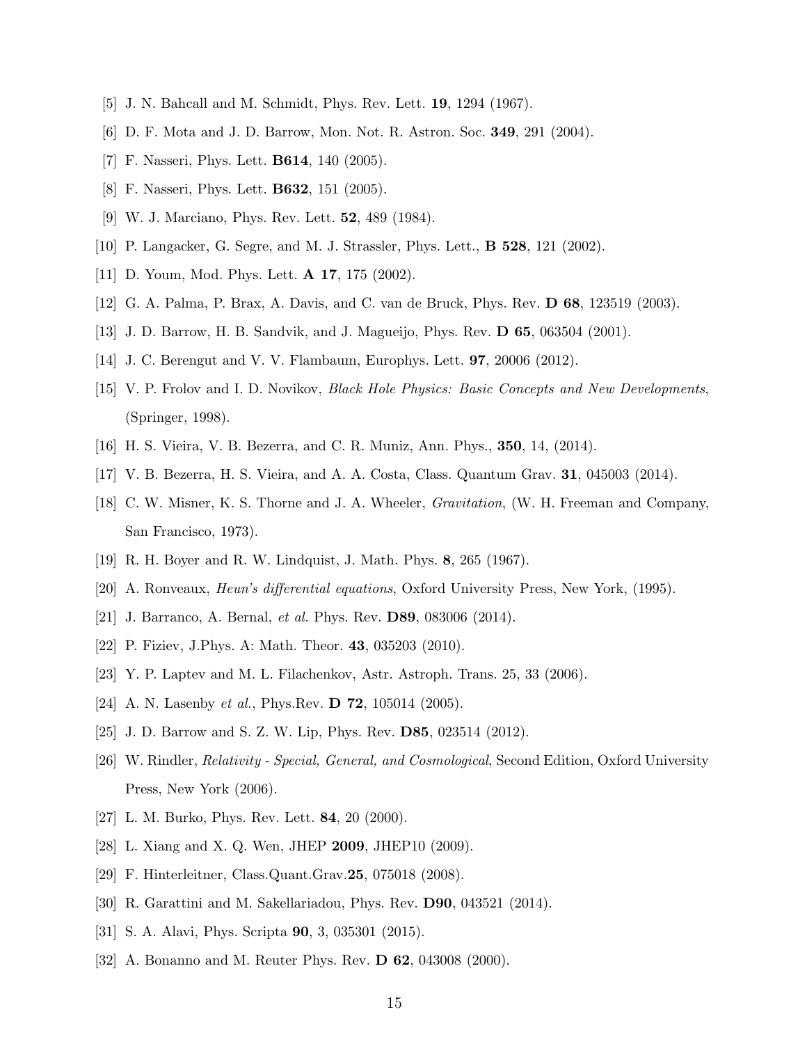[5] J. N. Bahcall and M. Schmidt, Phys. Rev. Lett. **19**, 1294 (1967).

[6] D. F. Mota and J. D. Barrow, Mon. Not. R. Astron. Soc. **349**, 291 (2004).

[7] F. Nasseri, Phys. Lett. **B614**, 140 (2005).

[8] F. Nasseri, Phys. Lett. **B632**, 151 (2005).

[9] W. J. Marciano, Phys. Rev. Lett. **52**, 489 (1984).

[10] P. Langacker, G. Segre, and M. J. Strassler, Phys. Lett., **B 528**, 121 (2002).

[11] D. Youm, Mod. Phys. Lett. **A 17**, 175 (2002).

[12] G. A. Palma, P. Brax, A. Davis, and C. van de Bruck, Phys. Rev. **D 68**, 123519 (2003).

[13] J. D. Barrow, H. B. Sandvik, and J. Magueijo, Phys. Rev. **D 65**, 063504 (2001).

[14] J. C. Berengut and V. V. Flambaum, Europhys. Lett. **97**, 20006 (2012).

[15] V. P. Frolov and I. D. Novikov, *Black Hole Physics: Basic Concepts and New Developments*, (Springer, 1998).

[16] H. S. Vieira, V. B. Bezerra, and C. R. Muniz, Ann. Phys., **350**, 14, (2014).

[17] V. B. Bezerra, H. S. Vieira, and A. A. Costa, Class. Quantum Grav. **31**, 045003 (2014).

[18] C. W. Misner, K. S. Thorne and J. A. Wheeler, *Gravitation*, (W. H. Freeman and Company, San Francisco, 1973).

[19] R. H. Boyer and R. W. Lindquist, J. Math. Phys. **8**, 265 (1967).

[20] A. Ronveaux, *Heun's differential equations*, Oxford University Press, New York, (1995).

[21] J. Barranco, A. Bernal, *et al.* Phys. Rev. **D89**, 083006 (2014).

[22] P. Fiziev, J.Phys. A: Math. Theor. **43**, 035203 (2010).

[23] Y. P. Laptev and M. L. Filachenkov, Astr. Astroph. Trans. 25, 33 (2006).

[24] A. N. Lasenby *et al.*, Phys.Rev. **D 72**, 105014 (2005).

[25] J. D. Barrow and S. Z. W. Lip, Phys. Rev. **D85**, 023514 (2012).

[26] W. Rindler, *Relativity - Special, General, and Cosmological*, Second Edition, Oxford University Press, New York (2006).

[27] L. M. Burko, Phys. Rev. Lett. **84**, 20 (2000).

[28] L. Xiang and X. Q. Wen, JHEP **2009**, JHEP10 (2009).

[29] F. Hinterleitner, Class.Quant.Grav.**25**, 075018 (2008).

[30] R. Garattini and M. Sakellariadou, Phys. Rev. **D90**, 043521 (2014).

[31] S. A. Alavi, Phys. Scripta **90**, 3, 035301 (2015).

[32] A. Bonanno and M. Reuter Phys. Rev. **D 62**, 043008 (2000).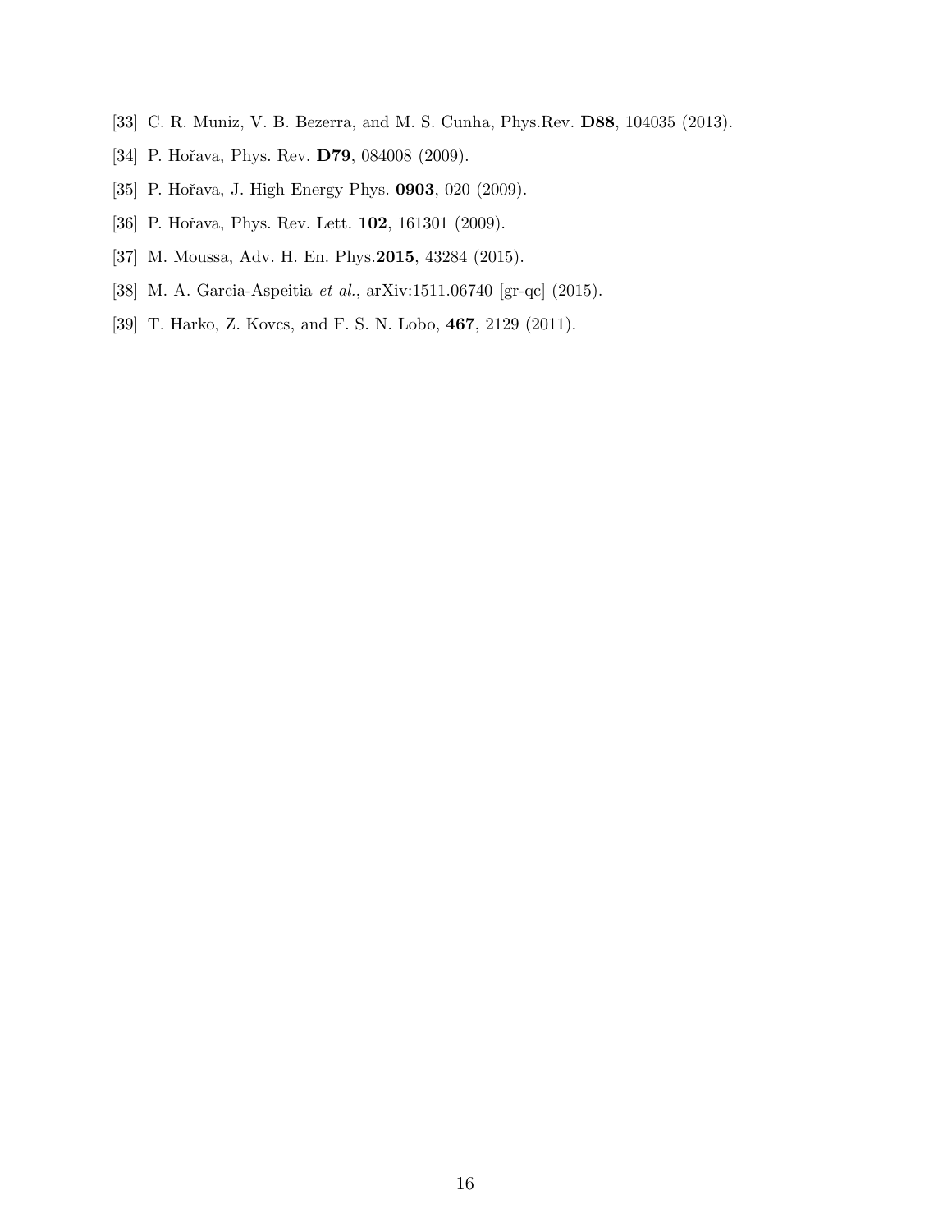[33] C. R. Muniz, V. B. Bezerra, and M. S. Cunha, Phys.Rev. **D88**, 104035 (2013).

[34] P. Hořava, Phys. Rev. **D79**, 084008 (2009).

[35] P. Hořava, J. High Energy Phys. **0903**, 020 (2009).

[36] P. Hořava, Phys. Rev. Lett. **102**, 161301 (2009).

[37] M. Moussa, Adv. H. En. Phys.**2015**, 43284 (2015).

[38] M. A. Garcia-Aspeitia *et al.*, arXiv:1511.06740 [gr-qc] (2015).

[39] T. Harko, Z. Kovcs, and F. S. N. Lobo, **467**, 2129 (2011).